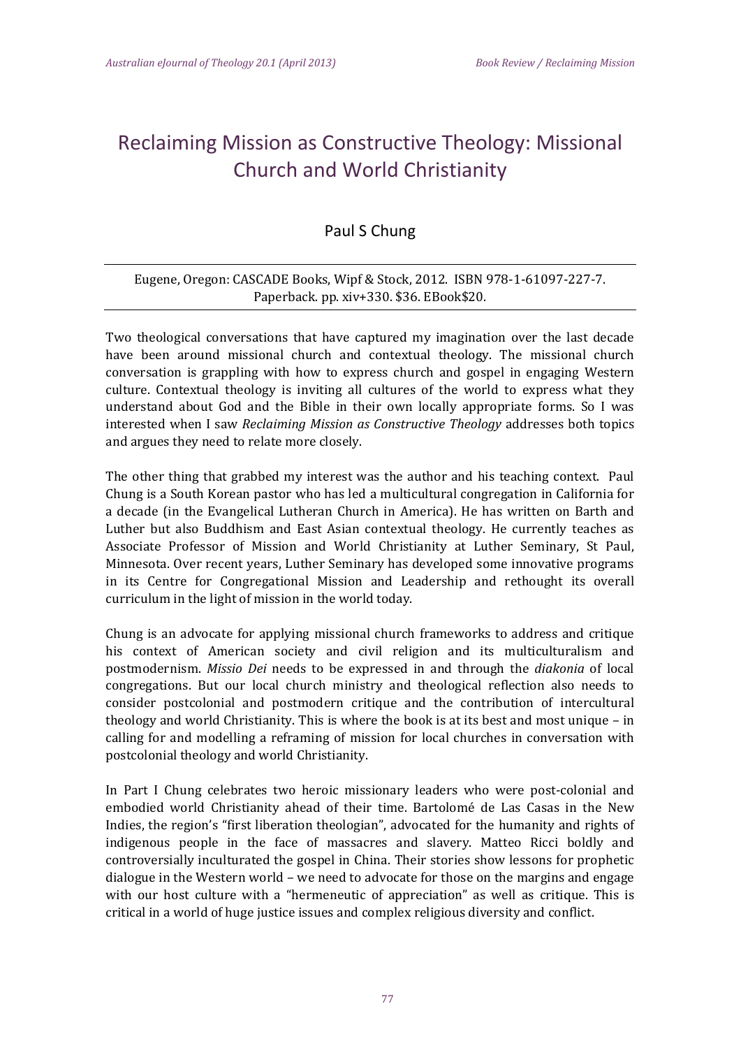# Reclaiming Mission as Constructive Theology: Missional Church and World Christianity

## Paul S Chung

Eugene, Oregon: CASCADE Books, Wipf & Stock, 2012. ISBN 978-1-61097-227-7. Paperback. pp. xiv+330. $36. EBook$20.

---

Two theological conversations that have captured my imagination over the last decade have been around missional church and contextual theology. The missional church conversation is grappling with how to express church and gospel in engaging Western culture. Contextual theology is inviting all cultures of the world to express what they understand about God and the Bible in their own locally appropriate forms. So I was interested when I saw *Reclaiming Mission as Constructive Theology* addresses both topics and argues they need to relate more closely.

The other thing that grabbed my interest was the author and his teaching context. Paul Chung is a South Korean pastor who has led a multicultural congregation in California for a decade (in the Evangelical Lutheran Church in America). He has written on Barth and Luther but also Buddhism and East Asian contextual theology. He currently teaches as Associate Professor of Mission and World Christianity at Luther Seminary, St Paul, Minnesota. Over recent years, Luther Seminary has developed some innovative programs in its Centre for Congregational Mission and Leadership and rethought its overall curriculum in the light of mission in the world today.

Chung is an advocate for applying missional church frameworks to address and critique his context of American society and civil religion and its multiculturalism and postmodernism. *Missio Dei* needs to be expressed in and through the *diakonia* of local congregations. But our local church ministry and theological reflection also needs to consider postcolonial and postmodern critique and the contribution of intercultural theology and world Christianity. This is where the book is at its best and most unique – in calling for and modelling a reframing of mission for local churches in conversation with postcolonial theology and world Christianity.

In Part I Chung celebrates two heroic missionary leaders who were post-colonial and embodied world Christianity ahead of their time. Bartolomé de Las Casas in the New Indies, the region's "first liberation theologian", advocated for the humanity and rights of indigenous people in the face of massacres and slavery. Matteo Ricci boldly and controversially inculturated the gospel in China. Their stories show lessons for prophetic dialogue in the Western world – we need to advocate for those on the margins and engage with our host culture with a "hermeneutic of appreciation" as well as critique. This is critical in a world of huge justice issues and complex religious diversity and conflict.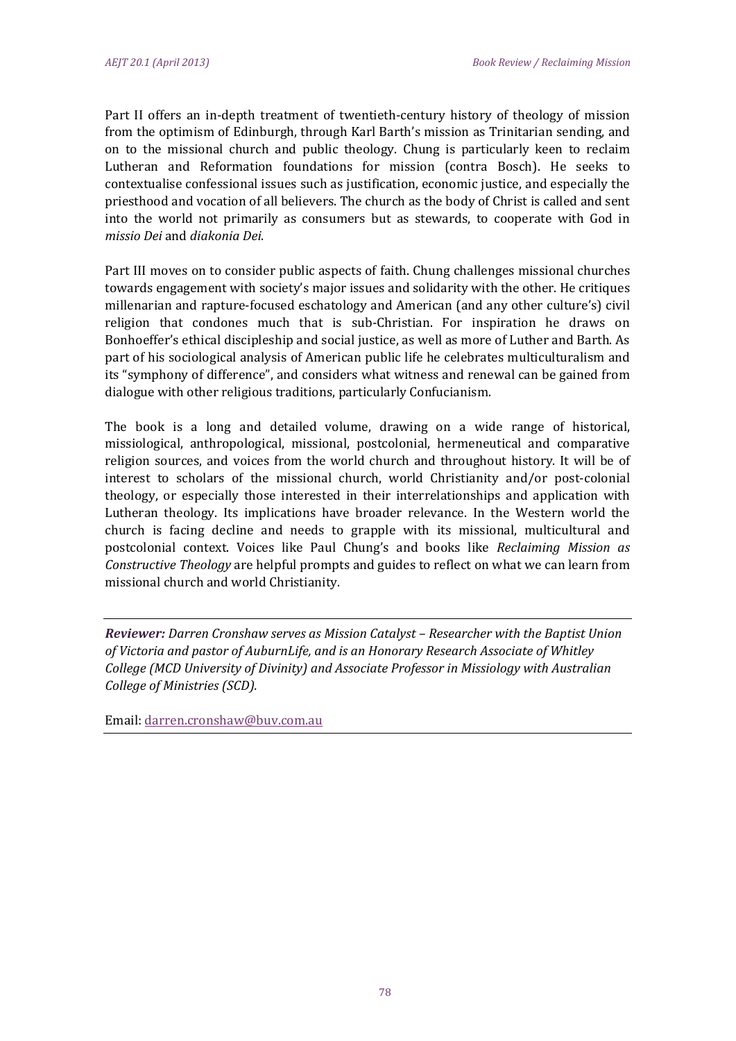Part II offers an in-depth treatment of twentieth-century history of theology of mission from the optimism of Edinburgh, through Karl Barth's mission as Trinitarian sending, and on to the missional church and public theology. Chung is particularly keen to reclaim Lutheran and Reformation foundations for mission (contra Bosch). He seeks to contextualise confessional issues such as justification, economic justice, and especially the priesthood and vocation of all believers. The church as the body of Christ is called and sent into the world not primarily as consumers but as stewards, to cooperate with God in *missio Dei* and *diakonia Dei*.

Part III moves on to consider public aspects of faith. Chung challenges missional churches towards engagement with society's major issues and solidarity with the other. He critiques millenarian and rapture-focused eschatology and American (and any other culture's) civil religion that condones much that is sub-Christian. For inspiration he draws on Bonhoeffer's ethical discipleship and social justice, as well as more of Luther and Barth. As part of his sociological analysis of American public life he celebrates multiculturalism and its "symphony of difference", and considers what witness and renewal can be gained from dialogue with other religious traditions, particularly Confucianism.

The book is a long and detailed volume, drawing on a wide range of historical, missiological, anthropological, missional, postcolonial, hermeneutical and comparative religion sources, and voices from the world church and throughout history. It will be of interest to scholars of the missional church, world Christianity and/or post-colonial theology, or especially those interested in their interrelationships and application with Lutheran theology. Its implications have broader relevance. In the Western world the church is facing decline and needs to grapple with its missional, multicultural and postcolonial context. Voices like Paul Chung's and books like *Reclaiming Mission as Constructive Theology* are helpful prompts and guides to reflect on what we can learn from missional church and world Christianity.

---

***Reviewer:*** *Darren Cronshaw serves as Mission Catalyst – Researcher with the Baptist Union of Victoria and pastor of AuburnLife, and is an Honorary Research Associate of Whitley College (MCD University of Divinity) and Associate Professor in Missiology with Australian College of Ministries (SCD).*

Email: darren.cronshaw@buv.com.au